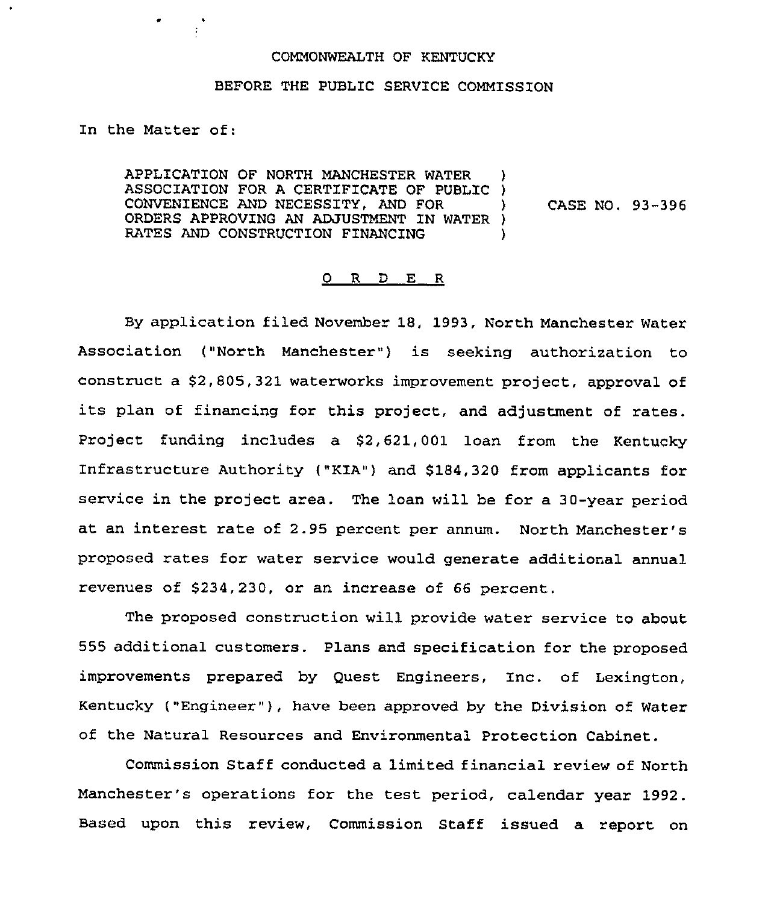COMMONWEALTH OF KENTUCKY

BEFORE THE PUBLIC SERVICE COMMISSION

In the Matter of:

| | | |
|---|---|---|
| APPLICATION OF NORTH MANCHESTER WATER ASSOCIATION FOR A CERTIFICATE OF PUBLIC CONVENIENCE AND NECESSITY, AND FOR ORDERS APPROVING AN ADJUSTMENT IN WATER RATES AND CONSTRUCTION FINANCING | ) | CASE NO. 93-396 |

## O R D E R

By application filed November 18, 1993, North Manchester Water Association ("North Manchester") is seeking authorization to construct a $2,805,321 waterworks improvement project, approval of its plan of financing for this project, and adjustment of rates. Project funding includes a $2,621,001 loan from the Kentucky Infrastructure Authority ("KIA") and $184,320 from applicants for service in the project area. The loan will be for a 30-year period at an interest rate of 2.95 percent per annum. North Manchester's proposed rates for water service would generate additional annual revenues of $234,230, or an increase of 66 percent.

The proposed construction will provide water service to about 555 additional customers. Plans and specification for the proposed improvements prepared by Quest Engineers, Inc. of Lexington, Kentucky ("Engineer"), have been approved by the Division of Water of the Natural Resources and Environmental Protection Cabinet.

Commission Staff conducted a limited financial review of North Manchester's operations for the test period, calendar year 1992. Based upon this review, Commission Staff issued a report on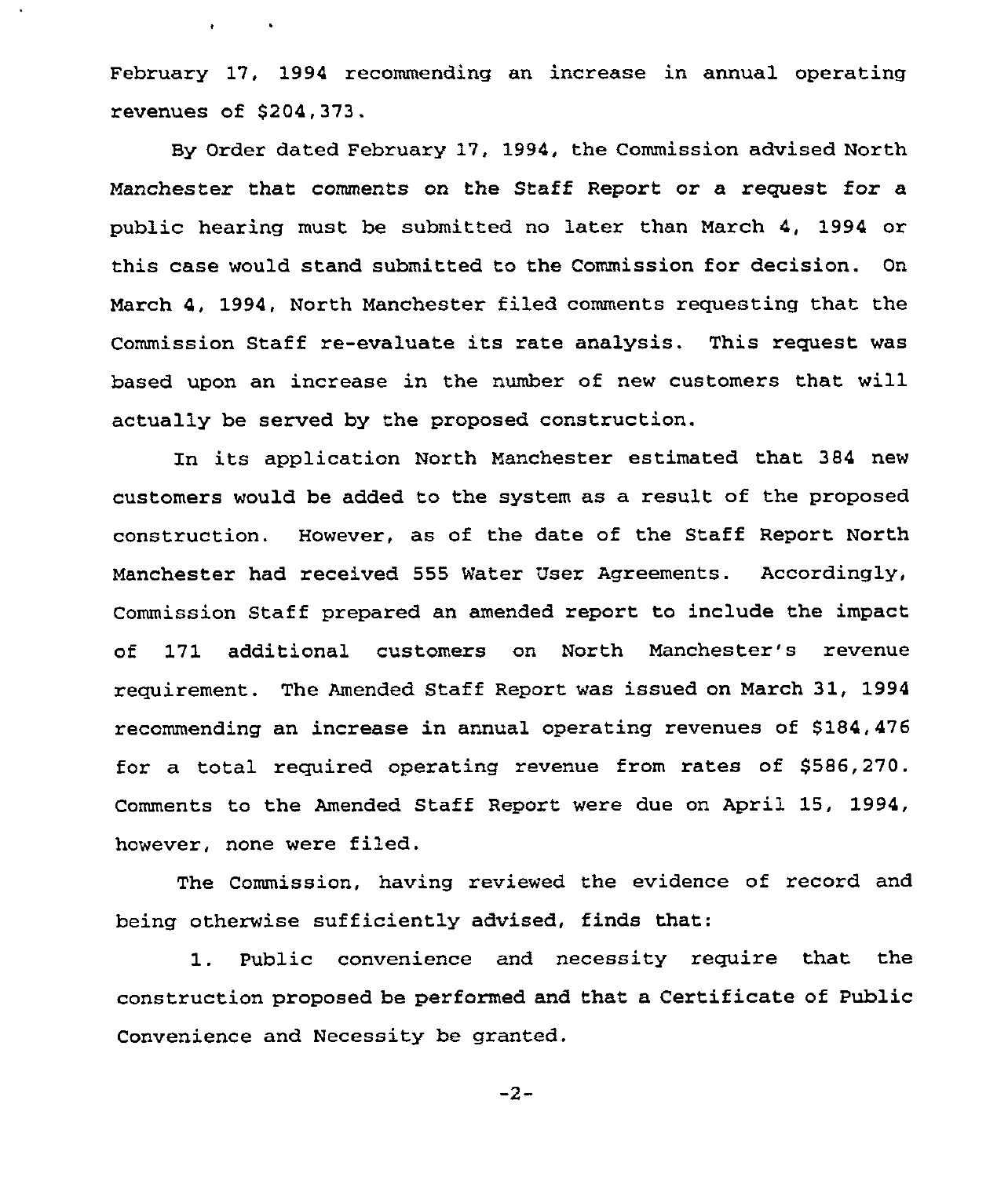February 17, 1994 recommending an increase in annual operating revenues of $204,373.

By Order dated February 17, 1994, the Commission advised North Manchester that comments on the Staff Report or a request for a public hearing must be submitted no later than March 4, 1994 or this case would stand submitted to the Commission for decision. On March 4, 1994, North Manchester filed comments requesting that the Commission Staff re-evaluate its rate analysis. This request was based upon an increase in the number of new customers that will actually be served by the proposed construction.

In its application North Manchester estimated that 384 new customers would be added to the system as a result of the proposed construction. However, as of the date of the Staff Report North Manchester had received 555 Water User Agreements. Accordingly, Commission Staff prepared an amended report to include the impact of 171 additional customers on North Manchester's revenue requirement. The Amended Staff Report was issued on March 31, 1994 recommending an increase in annual operating revenues of $184,476 for a total required operating revenue from rates of $586,270. Comments to the Amended Staff Report were due on April 15, 1994, however, none were filed.

The Commission, having reviewed the evidence of record and being otherwise sufficiently advised, finds that:

1. Public convenience and necessity require that the construction proposed be performed and that a Certificate of Public Convenience and Necessity be granted.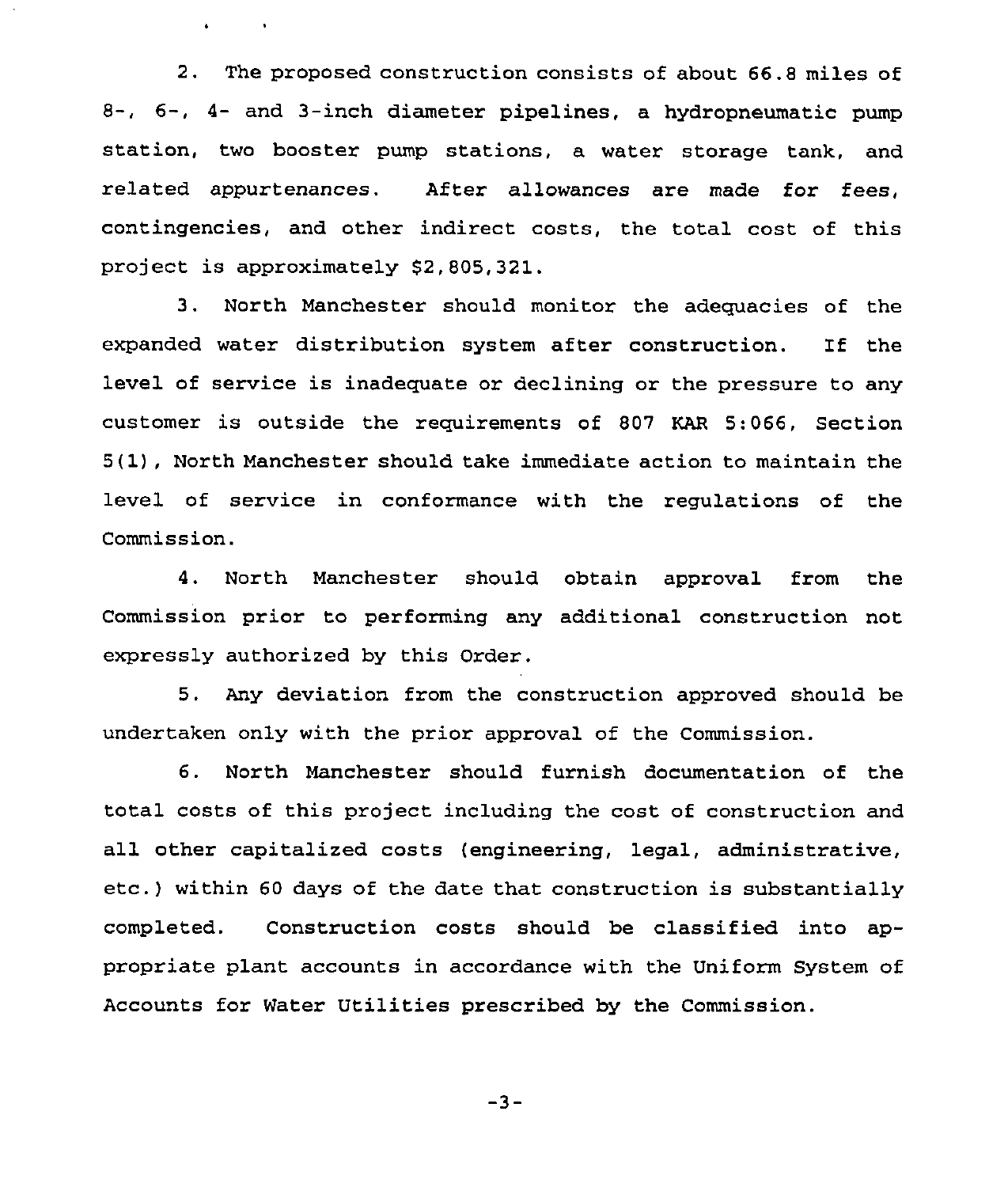2. The proposed construction consists of about 66.8 miles of 8-, 6-, 4- and 3-inch diameter pipelines, a hydropneumatic pump station, two booster pump stations, a water storage tank, and related appurtenances. After allowances are made for fees, contingencies, and other indirect costs, the total cost of this project is approximately $2,805,321.

3. North Manchester should monitor the adequacies of the expanded water distribution system after construction. If the level of service is inadequate or declining or the pressure to any customer is outside the requirements of 807 KAR 5:066, Section 5(1), North Manchester should take immediate action to maintain the level of service in conformance with the regulations of the Commission.

4. North Manchester should obtain approval from the Commission prior to performing any additional construction not expressly authorized by this Order.

5. Any deviation from the construction approved should be undertaken only with the prior approval of the Commission.

6. North Manchester should furnish documentation of the total costs of this project including the cost of construction and all other capitalized costs (engineering, legal, administrative, etc.) within 60 days of the date that construction is substantially completed. Construction costs should be classified into appropriate plant accounts in accordance with the Uniform System of Accounts for Water Utilities prescribed by the Commission.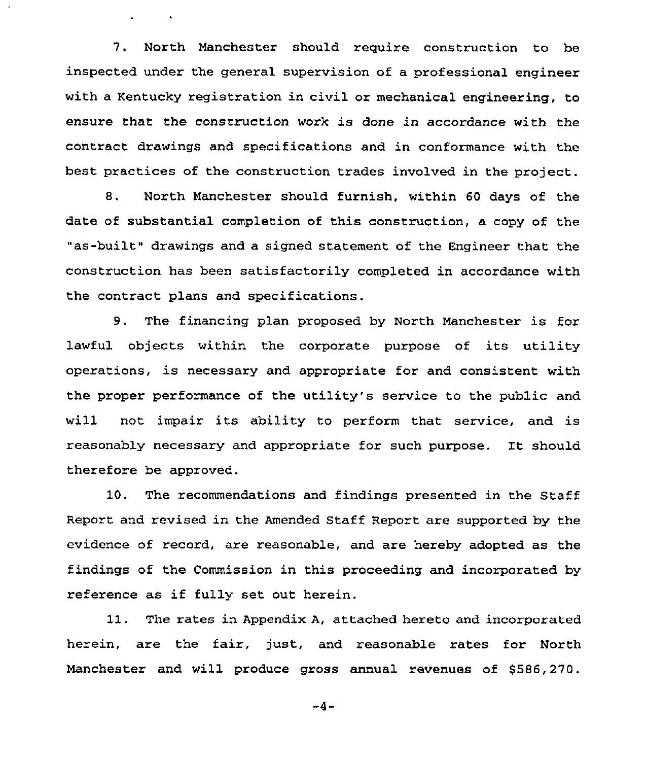7. North Manchester should require construction to be inspected under the general supervision of a professional engineer with a Kentucky registration in civil or mechanical engineering, to ensure that the construction work is done in accordance with the contract drawings and specifications and in conformance with the best practices of the construction trades involved in the project.

8. North Manchester should furnish, within 60 days of the date of substantial completion of this construction, a copy of the "as-built" drawings and a signed statement of the Engineer that the construction has been satisfactorily completed in accordance with the contract plans and specifications.

9. The financing plan proposed by North Manchester is for lawful objects within the corporate purpose of its utility operations, is necessary and appropriate for and consistent with the proper performance of the utility's service to the public and will not impair its ability to perform that service, and is reasonably necessary and appropriate for such purpose. It should therefore be approved.

10. The recommendations and findings presented in the Staff Report and revised in the Amended Staff Report are supported by the evidence of record, are reasonable, and are hereby adopted as the findings of the Commission in this proceeding and incorporated by reference as if fully set out herein.

11. The rates in Appendix A, attached hereto and incorporated herein, are the fair, just, and reasonable rates for North Manchester and will produce gross annual revenues of $586,270.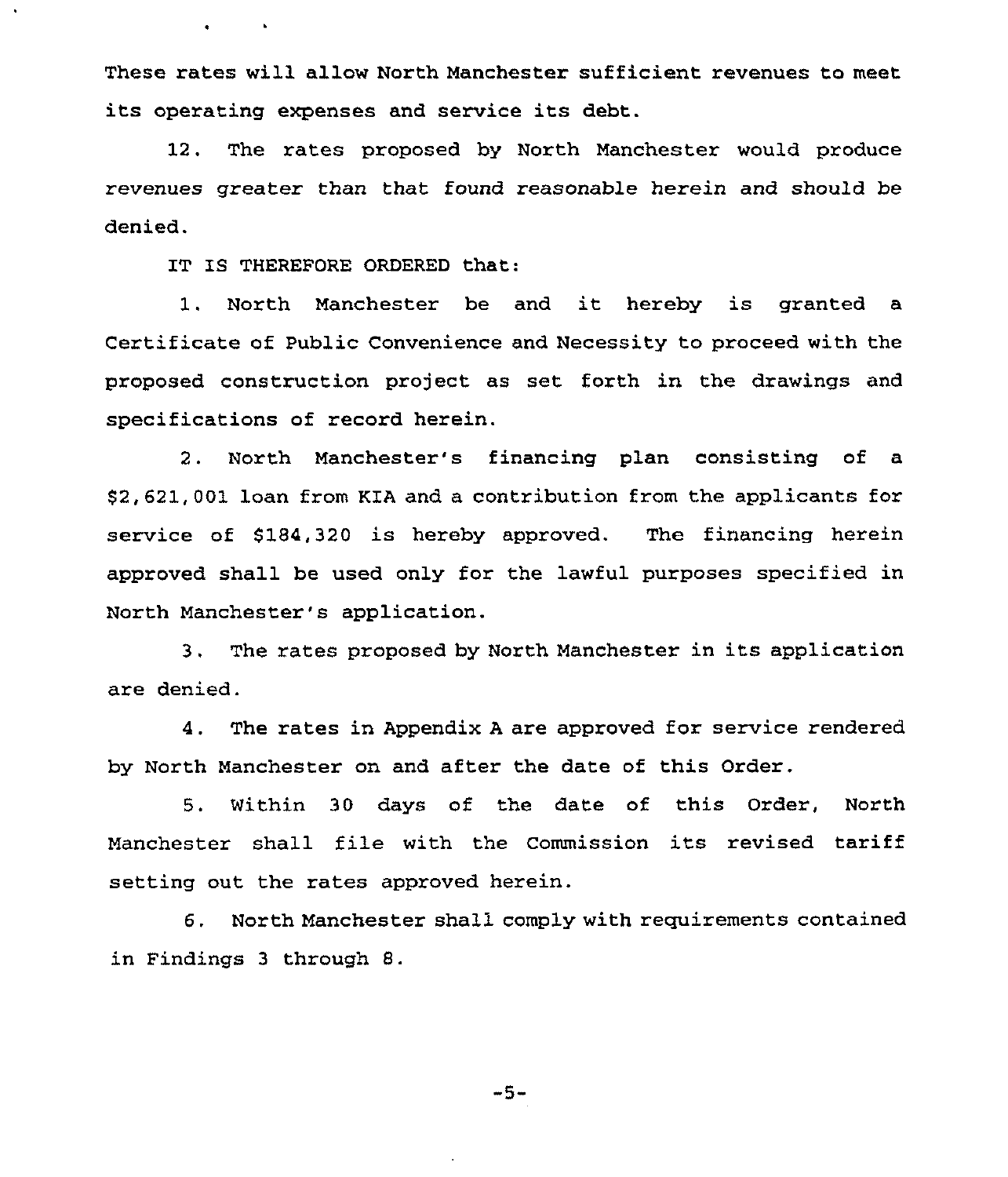These rates will allow North Manchester sufficient revenues to meet its operating expenses and service its debt.

12. The rates proposed by North Manchester would produce revenues greater than that found reasonable herein and should be denied.

IT IS THEREFORE ORDERED that:

1. North Manchester be and it hereby is granted a Certificate of Public Convenience and Necessity to proceed with the proposed construction project as set forth in the drawings and specifications of record herein.

2. North Manchester's financing plan consisting of a $2,621,001 loan from KIA and a contribution from the applicants for service of $184,320 is hereby approved. The financing herein approved shall be used only for the lawful purposes specified in North Manchester's application.

3. The rates proposed by North Manchester in its application are denied.

4. The rates in Appendix A are approved for service rendered by North Manchester on and after the date of this Order.

5. Within 30 days of the date of this Order, North Manchester shall file with the Commission its revised tariff setting out the rates approved herein.

6. North Manchester shall comply with requirements contained in Findings 3 through 8.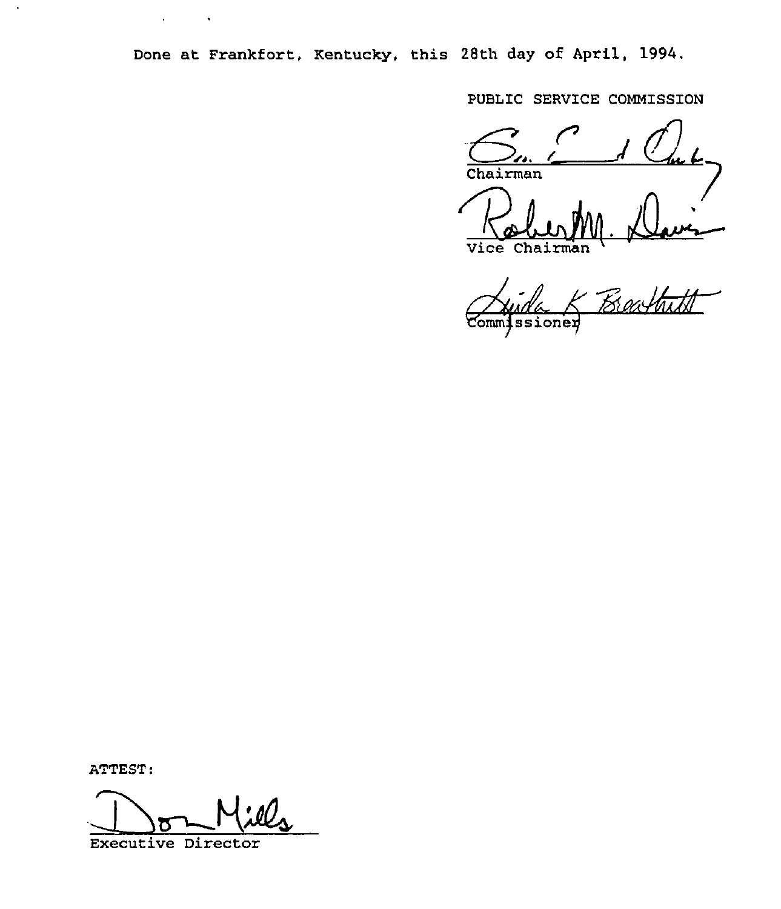Done at Frankfort, Kentucky, this 28th day of April, 1994.

PUBLIC SERVICE COMMISSION

Chairman

Vice Chairman

Commissioner

ATTEST:

Executive Director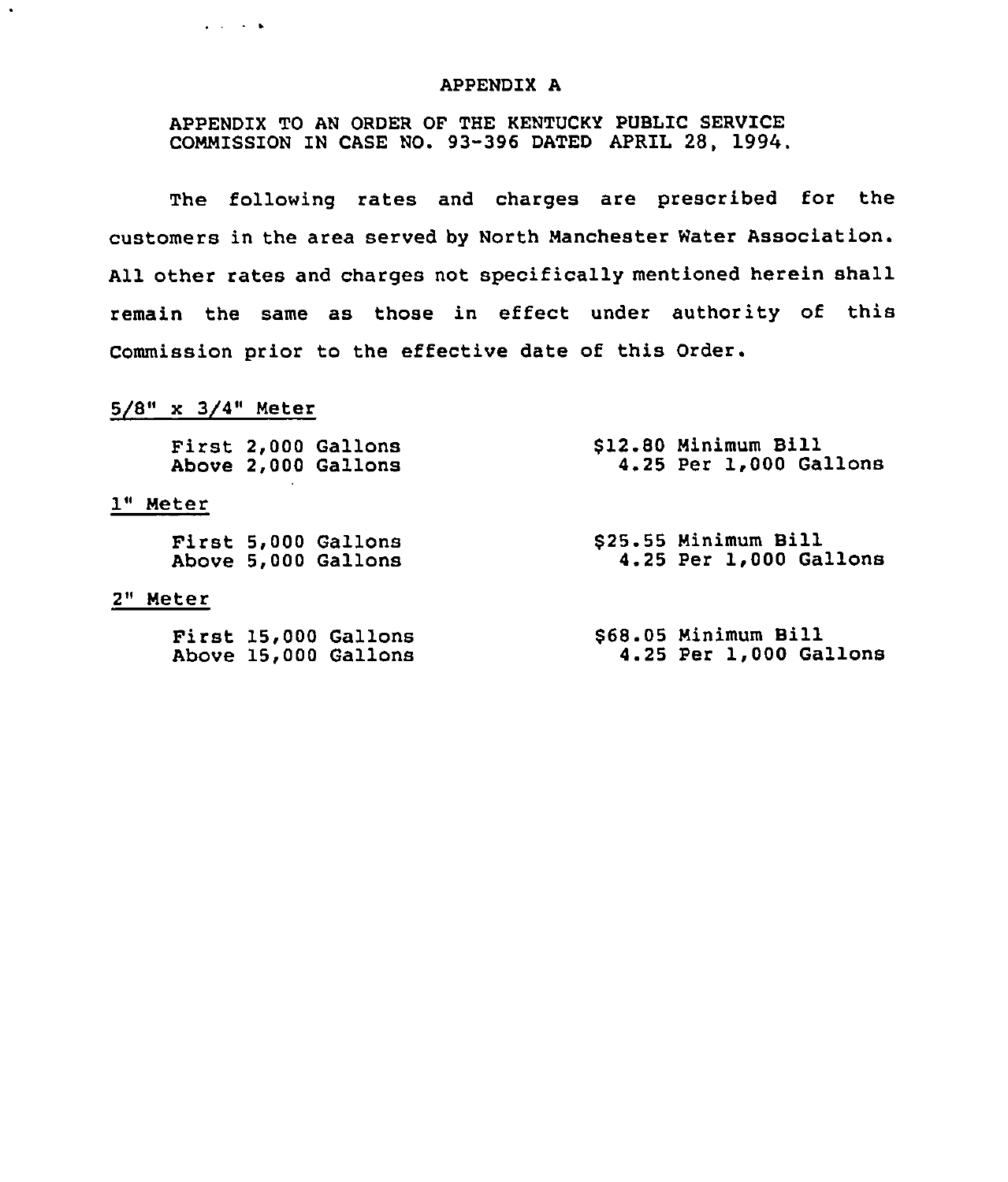# APPENDIX A

APPENDIX TO AN ORDER OF THE KENTUCKY PUBLIC SERVICE COMMISSION IN CASE NO. 93-396 DATED APRIL 28, 1994.

The following rates and charges are prescribed for the customers in the area served by North Manchester Water Association. All other rates and charges not specifically mentioned herein shall remain the same as those in effect under authority of this Commission prior to the effective date of this Order.

<u>5/8" x 3/4" Meter</u>

| | |
|---|---|
| First 2,000 Gallons | $12.80 Minimum Bill |
| Above 2,000 Gallons | 4.25 Per 1,000 Gallons |

<u>1" Meter</u>

| | |
|---|---|
| First 5,000 Gallons | $25.55 Minimum Bill |
| Above 5,000 Gallons | 4.25 Per 1,000 Gallons |

<u>2" Meter</u>

| | |
|---|---|
| First 15,000 Gallons | $68.05 Minimum Bill |
| Above 15,000 Gallons | 4.25 Per 1,000 Gallons |